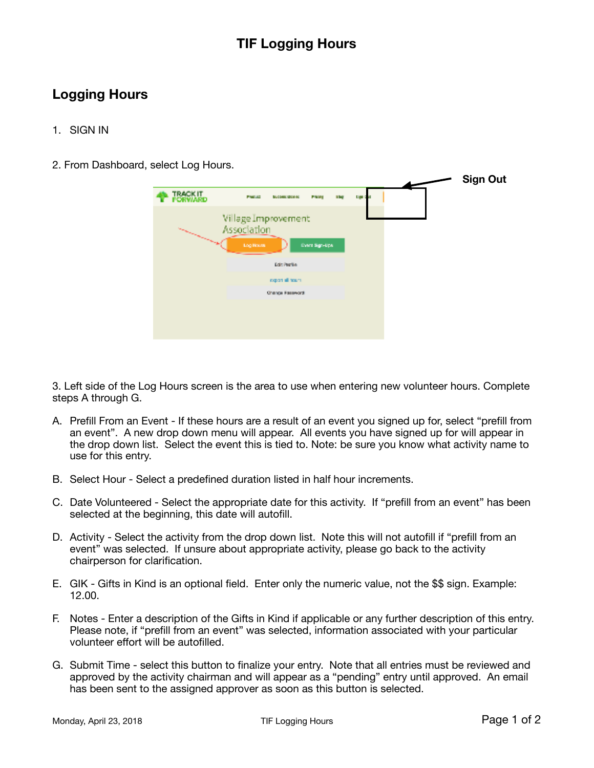# TIF Logging Hours

## Logging Hours

1. SIGN IN

2. From Dashboard, select Log Hours.

**Sign Out**

3. Left side of the Log Hours screen is the area to use when entering new volunteer hours. Complete steps A through G.

A. Prefill From an Event - If these hours are a result of an event you signed up for, select “prefill from an event”. A new drop down menu will appear. All events you have signed up for will appear in the drop down list. Select the event this is tied to. Note: be sure you know what activity name to use for this entry.

B. Select Hour - Select a predefined duration listed in half hour increments.

C. Date Volunteered - Select the appropriate date for this activity. If “prefill from an event” has been selected at the beginning, this date will autofill.

D. Activity - Select the activity from the drop down list. Note this will not autofill if “prefill from an event” was selected. If unsure about appropriate activity, please go back to the activity chairperson for clarification.

E. GIK - Gifts in Kind is an optional field. Enter only the numeric value, not the $$ sign. Example: 12.00.

F. Notes - Enter a description of the Gifts in Kind if applicable or any further description of this entry. Please note, if “prefill from an event” was selected, information associated with your particular volunteer effort will be autofilled.

G. Submit Time - select this button to finalize your entry. Note that all entries must be reviewed and approved by the activity chairman and will appear as a “pending” entry until approved. An email has been sent to the assigned approver as soon as this button is selected.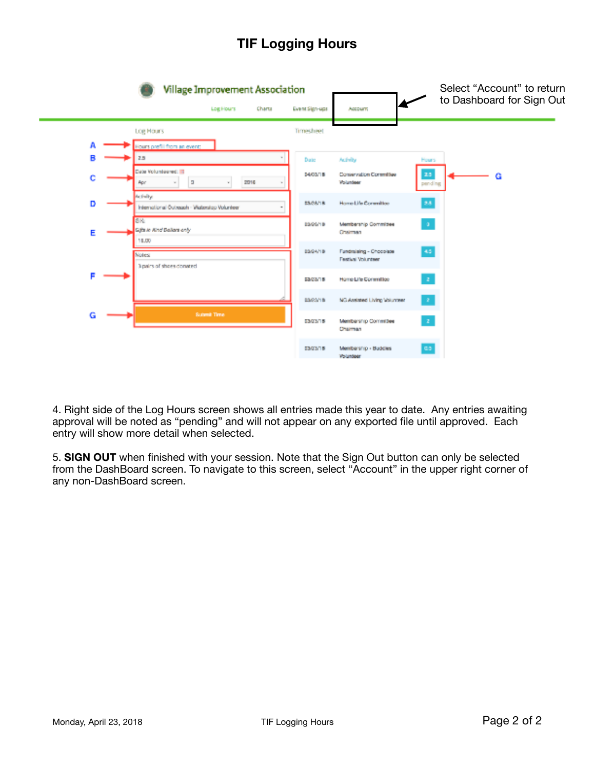# TIF Logging Hours

Select “Account” to return to Dashboard for Sign Out

4. Right side of the Log Hours screen shows all entries made this year to date. Any entries awaiting approval will be noted as “pending” and will not appear on any exported file until approved. Each entry will show more detail when selected.

5. **SIGN OUT** when finished with your session. Note that the Sign Out button can only be selected from the DashBoard screen. To navigate to this screen, select “Account” in the upper right corner of any non-DashBoard screen.